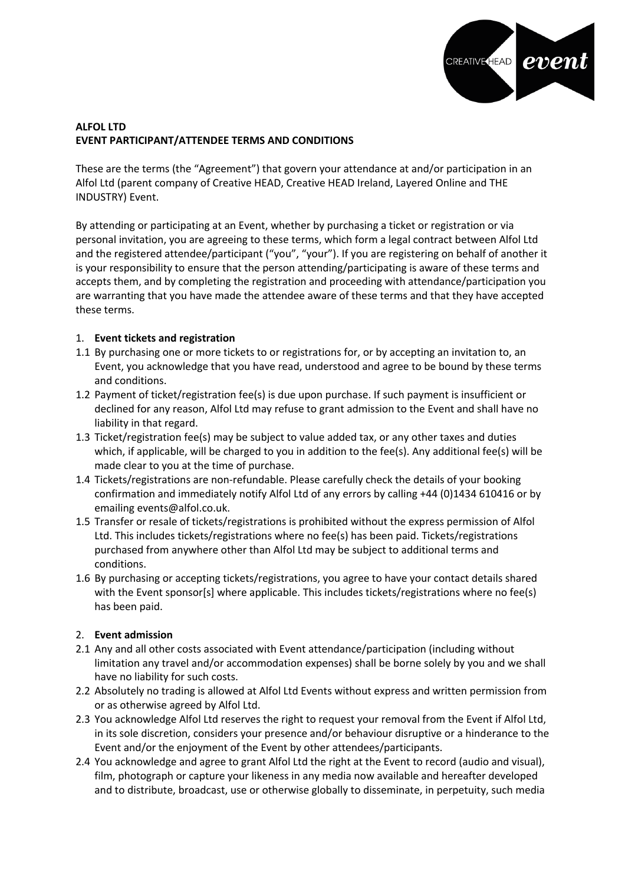**ALFOL LTD**
**EVENT PARTICIPANT/ATTENDEE TERMS AND CONDITIONS**

These are the terms (the "Agreement") that govern your attendance at and/or participation in an Alfol Ltd (parent company of Creative HEAD, Creative HEAD Ireland, Layered Online and THE INDUSTRY) Event.

By attending or participating at an Event, whether by purchasing a ticket or registration or via personal invitation, you are agreeing to these terms, which form a legal contract between Alfol Ltd and the registered attendee/participant ("you", "your"). If you are registering on behalf of another it is your responsibility to ensure that the person attending/participating is aware of these terms and accepts them, and by completing the registration and proceeding with attendance/participation you are warranting that you have made the attendee aware of these terms and that they have accepted these terms.

1. **Event tickets and registration**

1.1 By purchasing one or more tickets to or registrations for, or by accepting an invitation to, an Event, you acknowledge that you have read, understood and agree to be bound by these terms and conditions.

1.2 Payment of ticket/registration fee(s) is due upon purchase. If such payment is insufficient or declined for any reason, Alfol Ltd may refuse to grant admission to the Event and shall have no liability in that regard.

1.3 Ticket/registration fee(s) may be subject to value added tax, or any other taxes and duties which, if applicable, will be charged to you in addition to the fee(s). Any additional fee(s) will be made clear to you at the time of purchase.

1.4 Tickets/registrations are non-refundable. Please carefully check the details of your booking confirmation and immediately notify Alfol Ltd of any errors by calling +44 (0)1434 610416 or by emailing events@alfol.co.uk.

1.5 Transfer or resale of tickets/registrations is prohibited without the express permission of Alfol Ltd. This includes tickets/registrations where no fee(s) has been paid. Tickets/registrations purchased from anywhere other than Alfol Ltd may be subject to additional terms and conditions.

1.6 By purchasing or accepting tickets/registrations, you agree to have your contact details shared with the Event sponsor[s] where applicable. This includes tickets/registrations where no fee(s) has been paid.

2. **Event admission**

2.1 Any and all other costs associated with Event attendance/participation (including without limitation any travel and/or accommodation expenses) shall be borne solely by you and we shall have no liability for such costs.

2.2 Absolutely no trading is allowed at Alfol Ltd Events without express and written permission from or as otherwise agreed by Alfol Ltd.

2.3 You acknowledge Alfol Ltd reserves the right to request your removal from the Event if Alfol Ltd, in its sole discretion, considers your presence and/or behaviour disruptive or a hinderance to the Event and/or the enjoyment of the Event by other attendees/participants.

2.4 You acknowledge and agree to grant Alfol Ltd the right at the Event to record (audio and visual), film, photograph or capture your likeness in any media now available and hereafter developed and to distribute, broadcast, use or otherwise globally to disseminate, in perpetuity, such media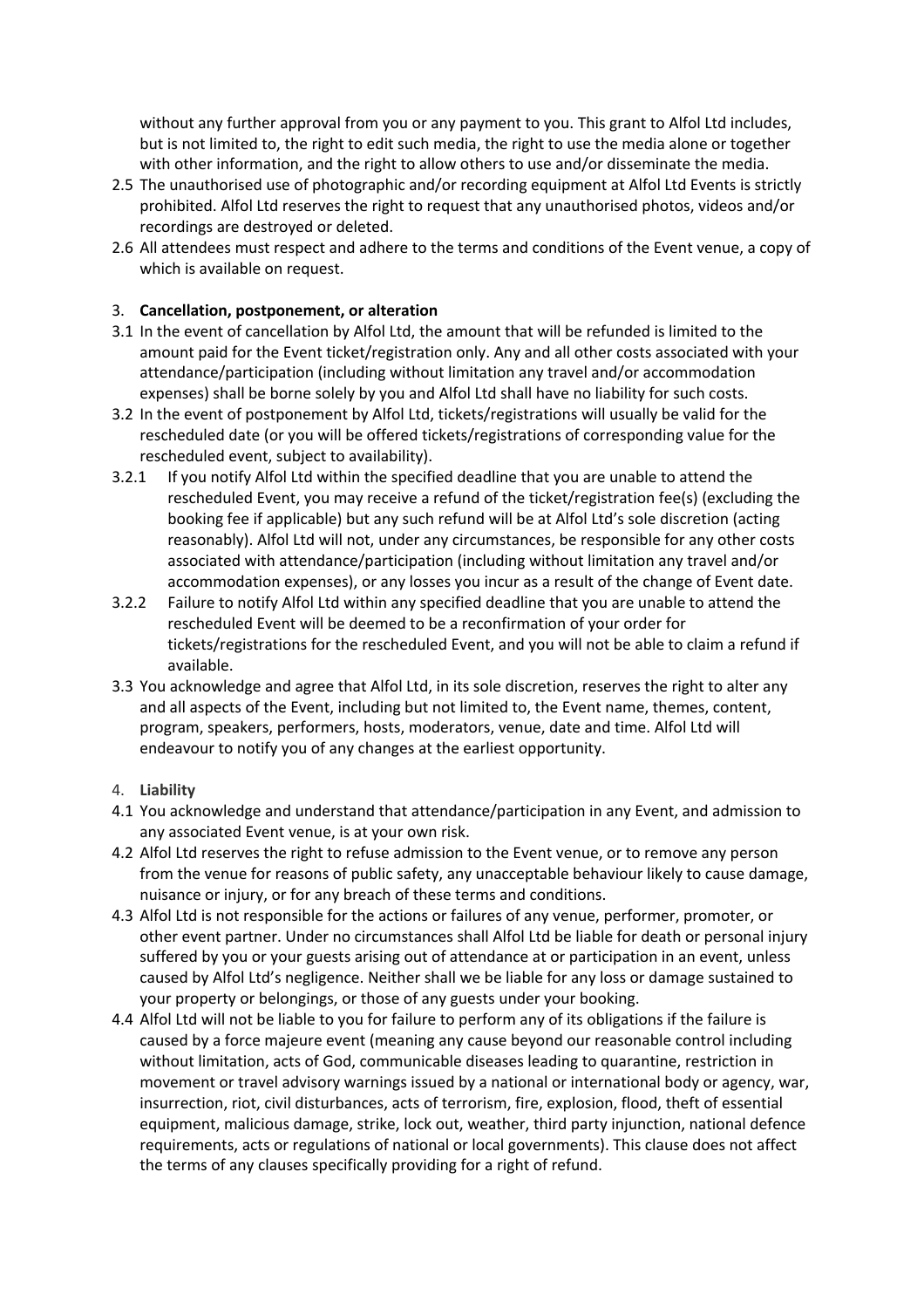without any further approval from you or any payment to you. This grant to Alfol Ltd includes, but is not limited to, the right to edit such media, the right to use the media alone or together with other information, and the right to allow others to use and/or disseminate the media.

2.5 The unauthorised use of photographic and/or recording equipment at Alfol Ltd Events is strictly prohibited. Alfol Ltd reserves the right to request that any unauthorised photos, videos and/or recordings are destroyed or deleted.

2.6 All attendees must respect and adhere to the terms and conditions of the Event venue, a copy of which is available on request.

3. **Cancellation, postponement, or alteration**

3.1 In the event of cancellation by Alfol Ltd, the amount that will be refunded is limited to the amount paid for the Event ticket/registration only. Any and all other costs associated with your attendance/participation (including without limitation any travel and/or accommodation expenses) shall be borne solely by you and Alfol Ltd shall have no liability for such costs.

3.2 In the event of postponement by Alfol Ltd, tickets/registrations will usually be valid for the rescheduled date (or you will be offered tickets/registrations of corresponding value for the rescheduled event, subject to availability).

3.2.1 If you notify Alfol Ltd within the specified deadline that you are unable to attend the rescheduled Event, you may receive a refund of the ticket/registration fee(s) (excluding the booking fee if applicable) but any such refund will be at Alfol Ltd's sole discretion (acting reasonably). Alfol Ltd will not, under any circumstances, be responsible for any other costs associated with attendance/participation (including without limitation any travel and/or accommodation expenses), or any losses you incur as a result of the change of Event date.

3.2.2 Failure to notify Alfol Ltd within any specified deadline that you are unable to attend the rescheduled Event will be deemed to be a reconfirmation of your order for tickets/registrations for the rescheduled Event, and you will not be able to claim a refund if available.

3.3 You acknowledge and agree that Alfol Ltd, in its sole discretion, reserves the right to alter any and all aspects of the Event, including but not limited to, the Event name, themes, content, program, speakers, performers, hosts, moderators, venue, date and time. Alfol Ltd will endeavour to notify you of any changes at the earliest opportunity.

4. **Liability**

4.1 You acknowledge and understand that attendance/participation in any Event, and admission to any associated Event venue, is at your own risk.

4.2 Alfol Ltd reserves the right to refuse admission to the Event venue, or to remove any person from the venue for reasons of public safety, any unacceptable behaviour likely to cause damage, nuisance or injury, or for any breach of these terms and conditions.

4.3 Alfol Ltd is not responsible for the actions or failures of any venue, performer, promoter, or other event partner. Under no circumstances shall Alfol Ltd be liable for death or personal injury suffered by you or your guests arising out of attendance at or participation in an event, unless caused by Alfol Ltd's negligence. Neither shall we be liable for any loss or damage sustained to your property or belongings, or those of any guests under your booking.

4.4 Alfol Ltd will not be liable to you for failure to perform any of its obligations if the failure is caused by a force majeure event (meaning any cause beyond our reasonable control including without limitation, acts of God, communicable diseases leading to quarantine, restriction in movement or travel advisory warnings issued by a national or international body or agency, war, insurrection, riot, civil disturbances, acts of terrorism, fire, explosion, flood, theft of essential equipment, malicious damage, strike, lock out, weather, third party injunction, national defence requirements, acts or regulations of national or local governments). This clause does not affect the terms of any clauses specifically providing for a right of refund.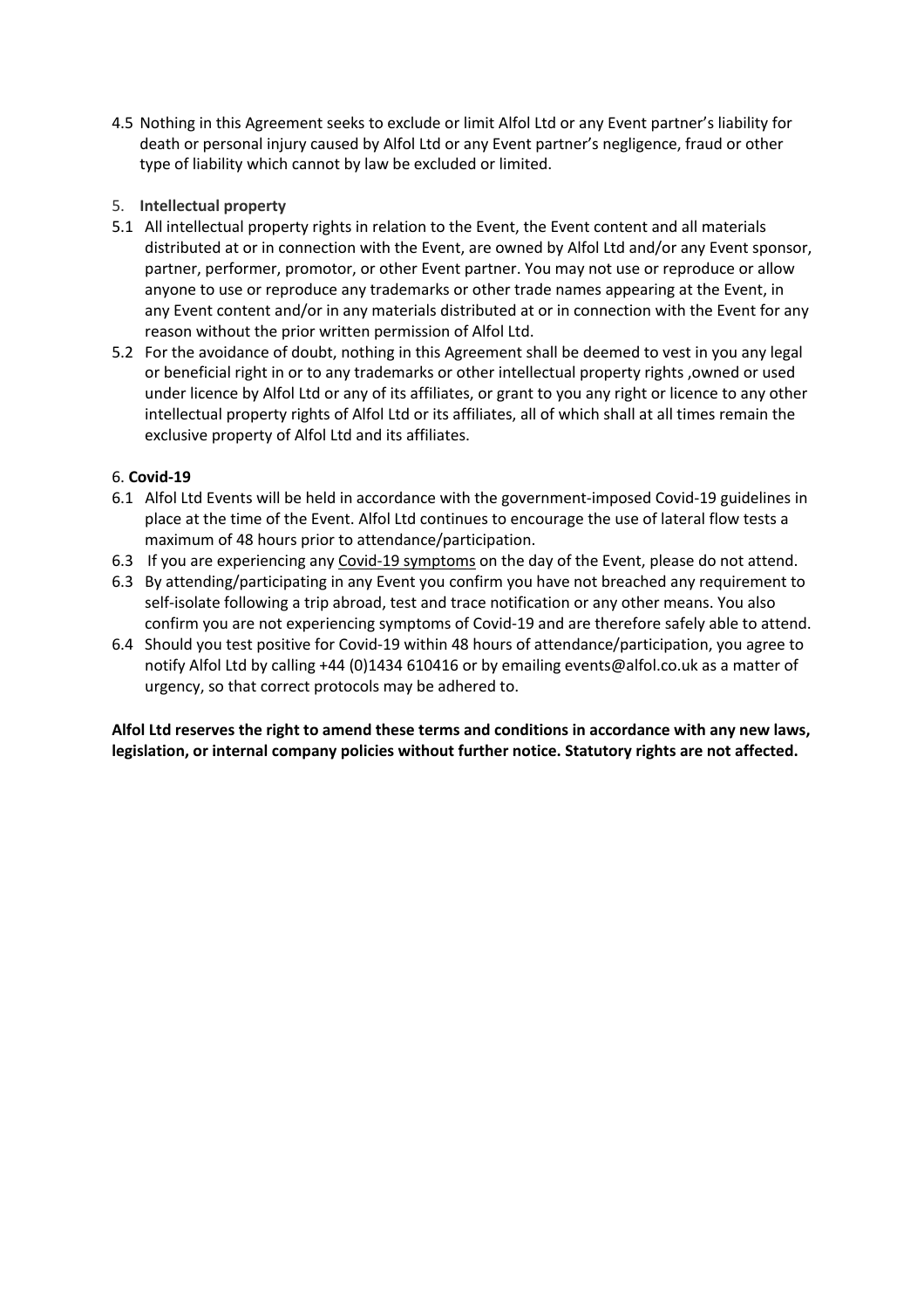4.5 Nothing in this Agreement seeks to exclude or limit Alfol Ltd or any Event partner's liability for death or personal injury caused by Alfol Ltd or any Event partner's negligence, fraud or other type of liability which cannot by law be excluded or limited.

5. **Intellectual property**

5.1 All intellectual property rights in relation to the Event, the Event content and all materials distributed at or in connection with the Event, are owned by Alfol Ltd and/or any Event sponsor, partner, performer, promotor, or other Event partner. You may not use or reproduce or allow anyone to use or reproduce any trademarks or other trade names appearing at the Event, in any Event content and/or in any materials distributed at or in connection with the Event for any reason without the prior written permission of Alfol Ltd.

5.2 For the avoidance of doubt, nothing in this Agreement shall be deemed to vest in you any legal or beneficial right in or to any trademarks or other intellectual property rights ,owned or used under licence by Alfol Ltd or any of its affiliates, or grant to you any right or licence to any other intellectual property rights of Alfol Ltd or its affiliates, all of which shall at all times remain the exclusive property of Alfol Ltd and its affiliates.

6. **Covid-19**

6.1 Alfol Ltd Events will be held in accordance with the government-imposed Covid-19 guidelines in place at the time of the Event. Alfol Ltd continues to encourage the use of lateral flow tests a maximum of 48 hours prior to attendance/participation.

6.3 If you are experiencing any Covid-19 symptoms on the day of the Event, please do not attend.

6.3 By attending/participating in any Event you confirm you have not breached any requirement to self-isolate following a trip abroad, test and trace notification or any other means. You also confirm you are not experiencing symptoms of Covid-19 and are therefore safely able to attend.

6.4 Should you test positive for Covid-19 within 48 hours of attendance/participation, you agree to notify Alfol Ltd by calling +44 (0)1434 610416 or by emailing events@alfol.co.uk as a matter of urgency, so that correct protocols may be adhered to.

**Alfol Ltd reserves the right to amend these terms and conditions in accordance with any new laws, legislation, or internal company policies without further notice. Statutory rights are not affected.**